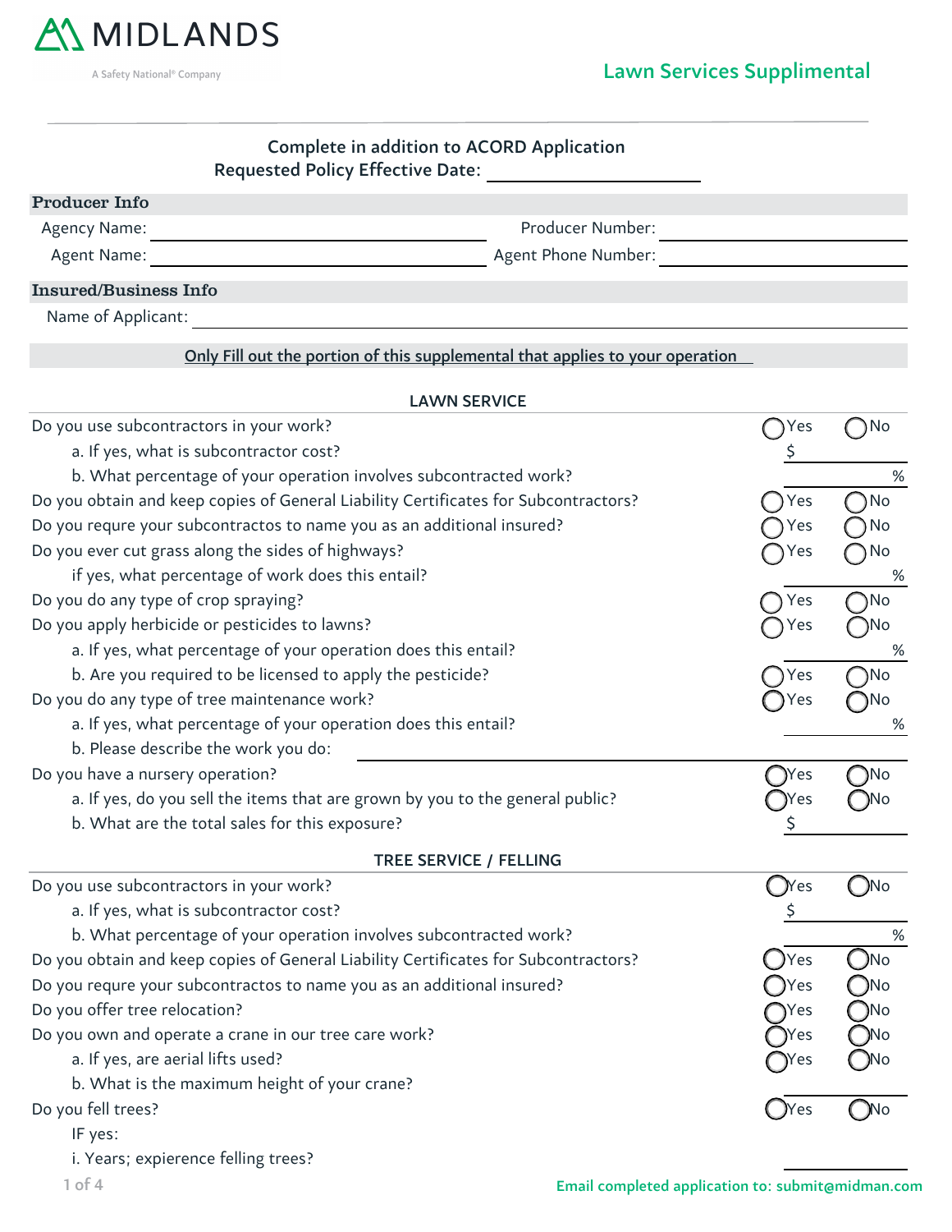MIDLANDS

A Safety National® Company

# Lawn Services Supplimental

**Complete in addition to ACORD Application**

**Requested Policy Effective Date:** ____________________

## Producer Info

Agency Name: ____________________ Producer Number: ____________________

Agent Name: ____________________ Agent Phone Number: ____________________

## Insured/Business Info

Name of Applicant: ____________________

**Only Fill out the portion of this supplemental that applies to your operation**

### LAWN SERVICE

| Question | Response |
|---|---|
| Do you use subcontractors in your work? | ◯ Yes ◯ No |
| a. If yes, what is subcontractor cost? | $ |
| b. What percentage of your operation involves subcontracted work? | % |
| Do you obtain and keep copies of General Liability Certificates for Subcontractors? | ◯ Yes ◯ No |
| Do you requre your subcontractos to name you as an additional insured? | ◯ Yes ◯ No |
| Do you ever cut grass along the sides of highways? | ◯ Yes ◯ No |
| if yes, what percentage of work does this entail? | % |
| Do you do any type of crop spraying? | ◯ Yes ◯ No |
| Do you apply herbicide or pesticides to lawns? | ◯ Yes ◯ No |
| a. If yes, what percentage of your operation does this entail? | % |
| b. Are you required to be licensed to apply the pesticide? | ◯ Yes ◯ No |
| Do you do any type of tree maintenance work? | ◯ Yes ◯ No |
| a. If yes, what percentage of your operation does this entail? | % |
| b. Please describe the work you do: | |
| Do you have a nursery operation? | ◯ Yes ◯ No |
| a. If yes, do you sell the items that are grown by you to the general public? | ◯ Yes ◯ No |
| b. What are the total sales for this exposure? | $ |

### TREE SERVICE / FELLING

| Question | Response |
|---|---|
| Do you use subcontractors in your work? | ◯ Yes ◯ No |
| a. If yes, what is subcontractor cost? | $ |
| b. What percentage of your operation involves subcontracted work? | % |
| Do you obtain and keep copies of General Liability Certificates for Subcontractors? | ◯ Yes ◯ No |
| Do you requre your subcontractos to name you as an additional insured? | ◯ Yes ◯ No |
| Do you offer tree relocation? | ◯ Yes ◯ No |
| Do you own and operate a crane in our tree care work? | ◯ Yes ◯ No |
| a. If yes, are aerial lifts used? | ◯ Yes ◯ No |
| b. What is the maximum height of your crane? | |
| Do you fell trees? | ◯ Yes ◯ No |
| IF yes: | |
| i. Years; expierence felling trees? | |

Email completed application to: submit@midman.com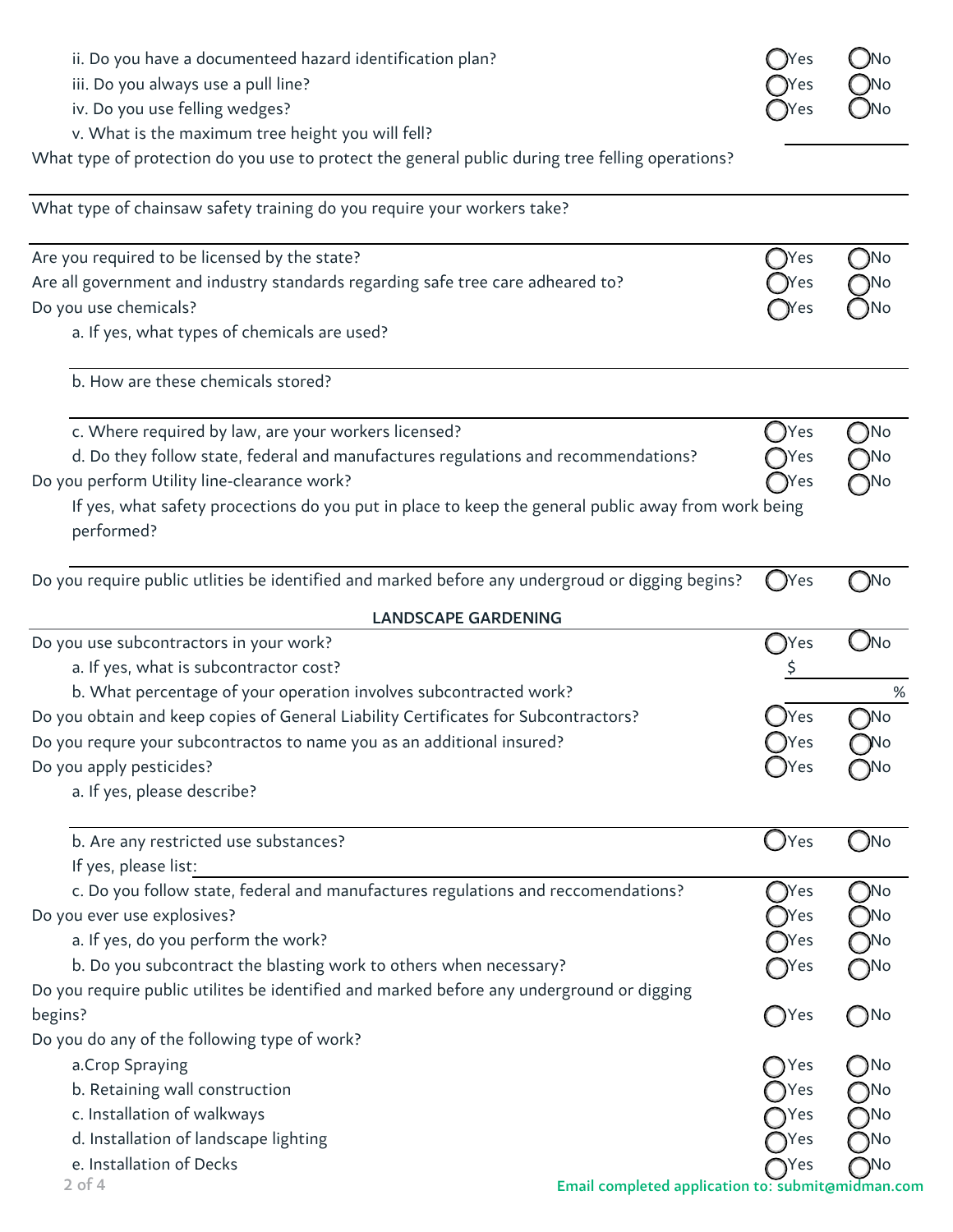ii. Do you have a documenteed hazard identification plan? ◯ Yes ◯ No

iii. Do you always use a pull line? ◯ Yes ◯ No

iv. Do you use felling wedges? ◯ Yes ◯ No

v. What is the maximum tree height you will fell? ____________

What type of protection do you use to protect the general public during tree felling operations?

______________________________________________________________________

What type of chainsaw safety training do you require your workers take?

______________________________________________________________________

Are you required to be licensed by the state? ◯ Yes ◯ No

Are all government and industry standards regarding safe tree care adheared to? ◯ Yes ◯ No

Do you use chemicals? ◯ Yes ◯ No

a. If yes, what types of chemicals are used?

______________________________________________________________________

b. How are these chemicals stored?

______________________________________________________________________

c. Where required by law, are your workers licensed? ◯ Yes ◯ No

d. Do they follow state, federal and manufactures regulations and recommendations? ◯ Yes ◯ No

Do you perform Utility line-clearance work? ◯ Yes ◯ No

If yes, what safety procections do you put in place to keep the general public away from work being performed?

______________________________________________________________________

Do you require public utlities be identified and marked before any undergroud or digging begins? ◯ Yes ◯ No

## LANDSCAPE GARDENING

Do you use subcontractors in your work? ◯ Yes ◯ No

a. If yes, what is subcontractor cost? $____________

b. What percentage of your operation involves subcontracted work? ____________%

Do you obtain and keep copies of General Liability Certificates for Subcontractors? ◯ Yes ◯ No

Do you requre your subcontractos to name you as an additional insured? ◯ Yes ◯ No

Do you apply pesticides? ◯ Yes ◯ No

a. If yes, please describe?

______________________________________________________________________

b. Are any restricted use substances? ◯ Yes ◯ No

If yes, please list: ____________________________________________

c. Do you follow state, federal and manufactures regulations and reccomendations? ◯ Yes ◯ No

Do you ever use explosives? ◯ Yes ◯ No

a. If yes, do you perform the work? ◯ Yes ◯ No

b. Do you subcontract the blasting work to others when necessary? ◯ Yes ◯ No

Do you require public utilites be identified and marked before any underground or digging begins? ◯ Yes ◯ No

Do you do any of the following type of work?

a. Crop Spraying ◯ Yes ◯ No

b. Retaining wall construction ◯ Yes ◯ No

c. Installation of walkways ◯ Yes ◯ No

d. Installation of landscape lighting ◯ Yes ◯ No

e. Installation of Decks ◯ Yes ◯ No

Email completed application to: submit@midman.com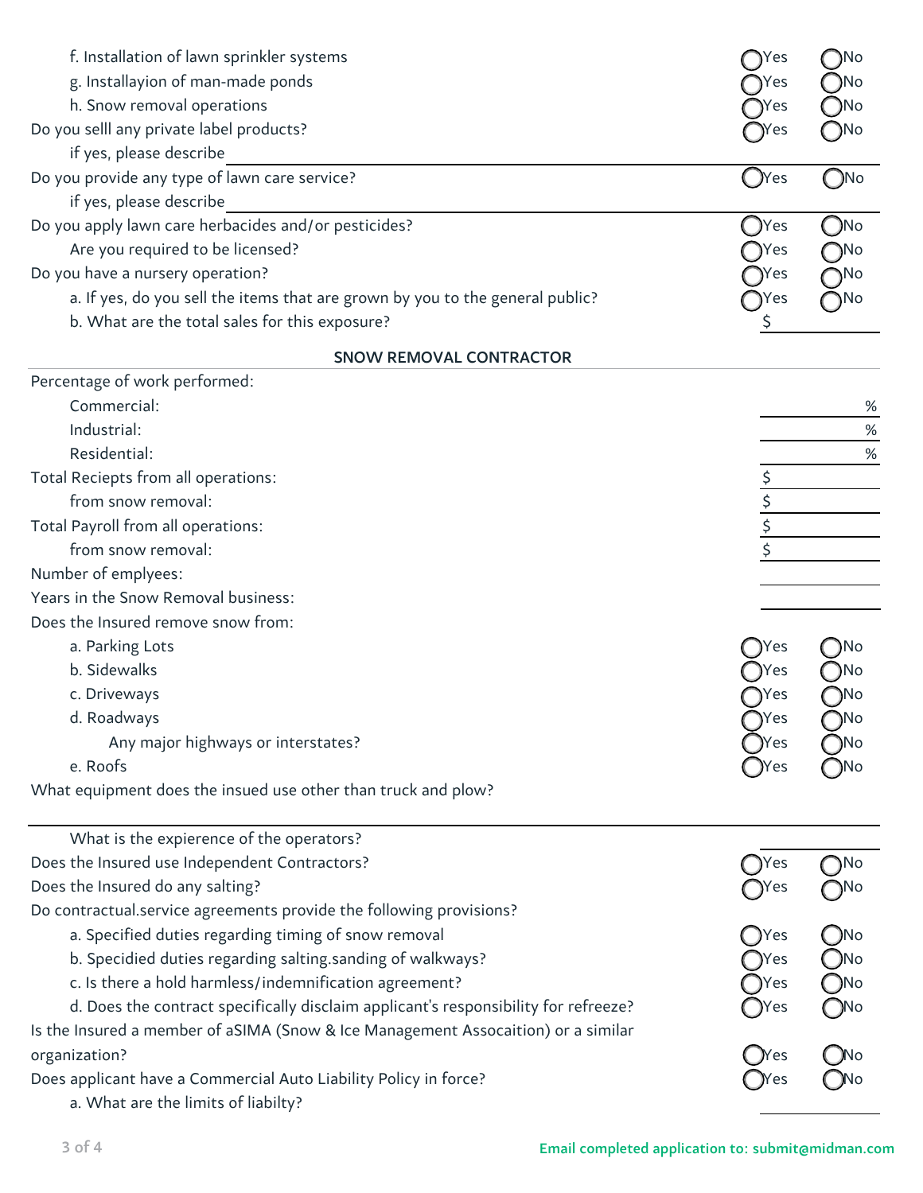f. Installation of lawn sprinkler systems ◯Yes ◯No

g. Installayion of man-made ponds ◯Yes ◯No

h. Snow removal operations ◯Yes ◯No

Do you selll any private label products? ◯Yes ◯No

if yes, please describe ______

Do you provide any type of lawn care service? ◯Yes ◯No

if yes, please describe ______

Do you apply lawn care herbacides and/or pesticides? ◯Yes ◯No

Are you required to be licensed? ◯Yes ◯No

Do you have a nursery operation? ◯Yes ◯No

a. If yes, do you sell the items that are grown by you to the general public? ◯Yes ◯No

b. What are the total sales for this exposure? $ ______

## SNOW REMOVAL CONTRACTOR

Percentage of work performed:

Commercial: ______ %

Industrial: ______ %

Residential: ______ %

Total Reciepts from all operations: $ ______

from snow removal: $ ______

Total Payroll from all operations: $ ______

from snow removal: $ ______

Number of emplyees: ______

Years in the Snow Removal business: ______

Does the Insured remove snow from:

a. Parking Lots ◯Yes ◯No

b. Sidewalks ◯Yes ◯No

c. Driveways ◯Yes ◯No

d. Roadways ◯Yes ◯No

Any major highways or interstates? ◯Yes ◯No

e. Roofs ◯Yes ◯No

What equipment does the insued use other than truck and plow?

______

What is the expierence of the operators? ______

Does the Insured use Independent Contractors? ◯Yes ◯No

Does the Insured do any salting? ◯Yes ◯No

Do contractual.service agreements provide the following provisions?

a. Specified duties regarding timing of snow removal ◯Yes ◯No

b. Specidied duties regarding salting.sanding of walkways? ◯Yes ◯No

c. Is there a hold harmless/indemnification agreement? ◯Yes ◯No

d. Does the contract specifically disclaim applicant's responsibility for refreeze? ◯Yes ◯No

Is the Insured a member of aSIMA (Snow & Ice Management Assocaition) or a similar organization? ◯Yes ◯No

Does applicant have a Commercial Auto Liability Policy in force? ◯Yes ◯No

a. What are the limits of liabilty? ______

Email completed application to: submit@midman.com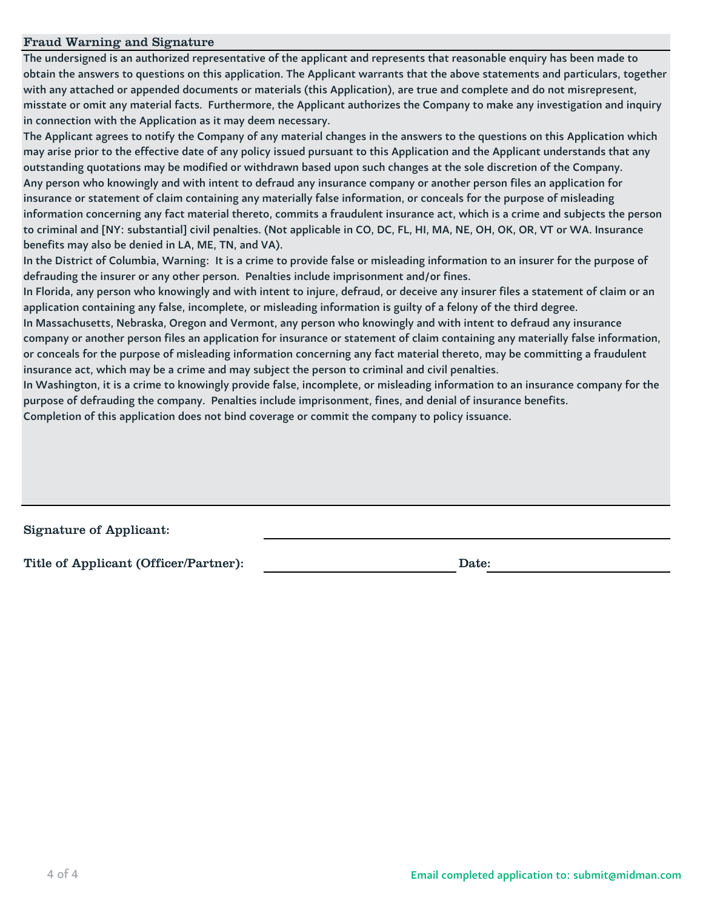## Fraud Warning and Signature

**The undersigned is an authorized representative of the applicant and represents that reasonable enquiry has been made to obtain the answers to questions on this application. The Applicant warrants that the above statements and particulars, together with any attached or appended documents or materials (this Application), are true and complete and do not misrepresent, misstate or omit any material facts. Furthermore, the Applicant authorizes the Company to make any investigation and inquiry in connection with the Application as it may deem necessary.**

**The Applicant agrees to notify the Company of any material changes in the answers to the questions on this Application which may arise prior to the effective date of any policy issued pursuant to this Application and the Applicant understands that any outstanding quotations may be modified or withdrawn based upon such changes at the sole discretion of the Company.**

**Any person who knowingly and with intent to defraud any insurance company or another person files an application for insurance or statement of claim containing any materially false information, or conceals for the purpose of misleading information concerning any fact material thereto, commits a fraudulent insurance act, which is a crime and subjects the person to criminal and [NY: substantial] civil penalties. (Not applicable in CO, DC, FL, HI, MA, NE, OH, OK, OR, VT or WA. Insurance benefits may also be denied in LA, ME, TN, and VA).**

**In the District of Columbia, Warning: It is a crime to provide false or misleading information to an insurer for the purpose of defrauding the insurer or any other person. Penalties include imprisonment and/or fines.**

**In Florida, any person who knowingly and with intent to injure, defraud, or deceive any insurer files a statement of claim or an application containing any false, incomplete, or misleading information is guilty of a felony of the third degree.**

**In Massachusetts, Nebraska, Oregon and Vermont, any person who knowingly and with intent to defraud any insurance company or another person files an application for insurance or statement of claim containing any materially false information, or conceals for the purpose of misleading information concerning any fact material thereto, may be committing a fraudulent insurance act, which may be a crime and may subject the person to criminal and civil penalties.**

**In Washington, it is a crime to knowingly provide false, incomplete, or misleading information to an insurance company for the purpose of defrauding the company. Penalties include imprisonment, fines, and denial of insurance benefits.**

**Completion of this application does not bind coverage or commit the company to policy issuance.**

Signature of Applicant: ______________________________

Title of Applicant (Officer/Partner): ______________________ Date: ______________________

**Email completed application to: submit@midman.com**